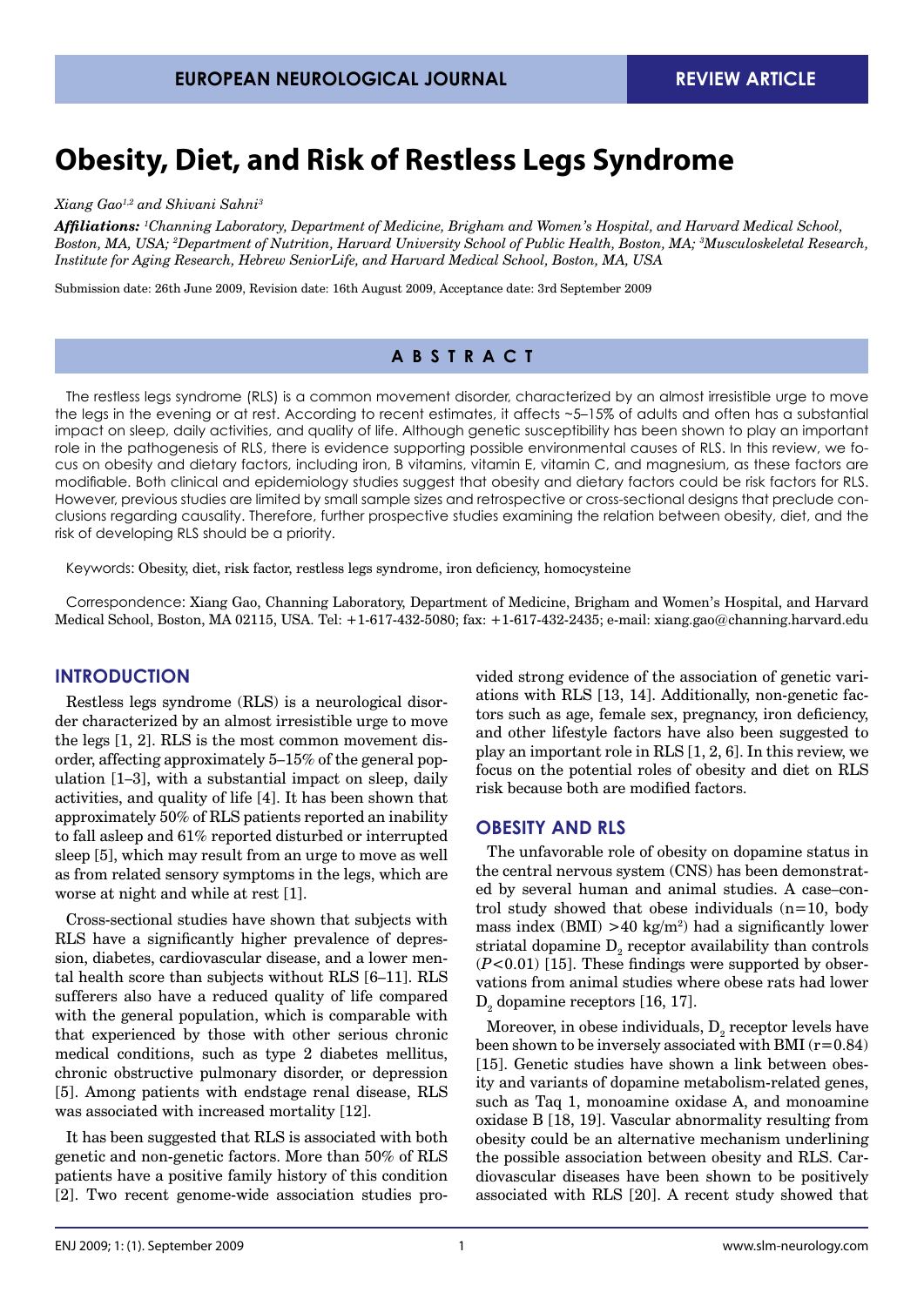# Obesity, Diet, and Risk of Restless Legs Syndrome

*Xiang Gao[1,2] and Shivani Sahni[3]*

***Affiliations:*** *[1]Channing Laboratory, Department of Medicine, Brigham and Women's Hospital, and Harvard Medical School, Boston, MA, USA; [2]Department of Nutrition, Harvard University School of Public Health, Boston, MA; [3]Musculoskeletal Research, Institute for Aging Research, Hebrew SeniorLife, and Harvard Medical School, Boston, MA, USA*

Submission date: 26th June 2009, Revision date: 16th August 2009, Acceptance date: 3rd September 2009

## ABSTRACT

The restless legs syndrome (RLS) is a common movement disorder, characterized by an almost irresistible urge to move the legs in the evening or at rest. According to recent estimates, it affects ~5–15% of adults and often has a substantial impact on sleep, daily activities, and quality of life. Although genetic susceptibility has been shown to play an important role in the pathogenesis of RLS, there is evidence supporting possible environmental causes of RLS. In this review, we focus on obesity and dietary factors, including iron, B vitamins, vitamin E, vitamin C, and magnesium, as these factors are modifiable. Both clinical and epidemiology studies suggest that obesity and dietary factors could be risk factors for RLS. However, previous studies are limited by small sample sizes and retrospective or cross-sectional designs that preclude conclusions regarding causality. Therefore, further prospective studies examining the relation between obesity, diet, and the risk of developing RLS should be a priority.

Keywords: Obesity, diet, risk factor, restless legs syndrome, iron deficiency, homocysteine

Correspondence: Xiang Gao, Channing Laboratory, Department of Medicine, Brigham and Women's Hospital, and Harvard Medical School, Boston, MA 02115, USA. Tel: +1-617-432-5080; fax: +1-617-432-2435; e-mail: xiang.gao@channing.harvard.edu

## INTRODUCTION

Restless legs syndrome (RLS) is a neurological disorder characterized by an almost irresistible urge to move the legs [1, 2]. RLS is the most common movement disorder, affecting approximately 5–15% of the general population [1–3], with a substantial impact on sleep, daily activities, and quality of life [4]. It has been shown that approximately 50% of RLS patients reported an inability to fall asleep and 61% reported disturbed or interrupted sleep [5], which may result from an urge to move as well as from related sensory symptoms in the legs, which are worse at night and while at rest [1].

Cross-sectional studies have shown that subjects with RLS have a significantly higher prevalence of depression, diabetes, cardiovascular disease, and a lower mental health score than subjects without RLS [6–11]. RLS sufferers also have a reduced quality of life compared with the general population, which is comparable with that experienced by those with other serious chronic medical conditions, such as type 2 diabetes mellitus, chronic obstructive pulmonary disorder, or depression [5]. Among patients with endstage renal disease, RLS was associated with increased mortality [12].

It has been suggested that RLS is associated with both genetic and non-genetic factors. More than 50% of RLS patients have a positive family history of this condition [2]. Two recent genome-wide association studies provided strong evidence of the association of genetic variations with RLS [13, 14]. Additionally, non-genetic factors such as age, female sex, pregnancy, iron deficiency, and other lifestyle factors have also been suggested to play an important role in RLS [1, 2, 6]. In this review, we focus on the potential roles of obesity and diet on RLS risk because both are modified factors.

## OBESITY AND RLS

The unfavorable role of obesity on dopamine status in the central nervous system (CNS) has been demonstrated by several human and animal studies. A case–control study showed that obese individuals (n=10, body mass index (BMI) >40 kg/m$^2$) had a significantly lower striatal dopamine $D_2$ receptor availability than controls ($P$<0.01) [15]. These findings were supported by observations from animal studies where obese rats had lower $D_2$ dopamine receptors [16, 17].

Moreover, in obese individuals, $D_2$ receptor levels have been shown to be inversely associated with BMI (r=0.84) [15]. Genetic studies have shown a link between obesity and variants of dopamine metabolism-related genes, such as Taq 1, monoamine oxidase A, and monoamine oxidase B [18, 19]. Vascular abnormality resulting from obesity could be an alternative mechanism underlining the possible association between obesity and RLS. Cardiovascular diseases have been shown to be positively associated with RLS [20]. A recent study showed that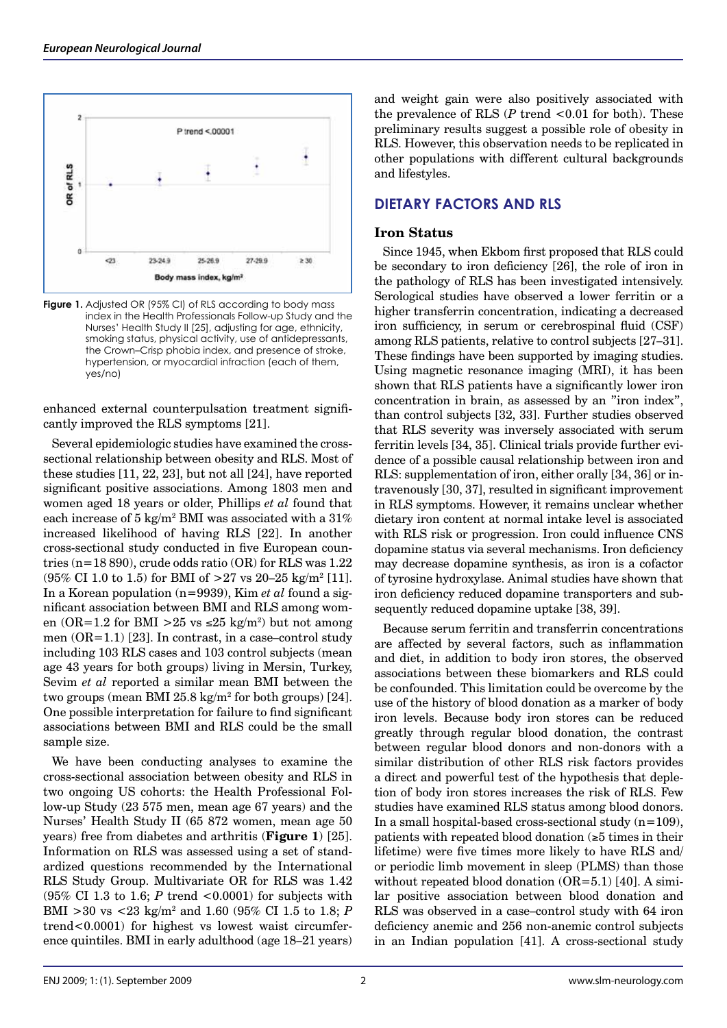Figure 1. Adjusted OR (95% CI) of RLS according to body mass index in the Health Professionals Follow-up Study and the Nurses' Health Study II [25], adjusting for age, ethnicity, smoking status, physical activity, use of antidepressants, the Crown–Crisp phobia index, and presence of stroke, hypertension, or myocardial infraction (each of them, yes/no)

enhanced external counterpulsation treatment significantly improved the RLS symptoms [21].

Several epidemiologic studies have examined the cross-sectional relationship between obesity and RLS. Most of these studies [11, 22, 23], but not all [24], have reported significant positive associations. Among 1803 men and women aged 18 years or older, Phillips *et al* found that each increase of 5 kg/m$^2$ BMI was associated with a 31% increased likelihood of having RLS [22]. In another cross-sectional study conducted in five European countries (n=18 890), crude odds ratio (OR) for RLS was 1.22 (95% CI 1.0 to 1.5) for BMI of >27 vs 20–25 kg/m$^2$ [11]. In a Korean population (n=9939), Kim *et al* found a significant association between BMI and RLS among women (OR=1.2 for BMI >25 vs ≤25 kg/m$^2$) but not among men (OR=1.1) [23]. In contrast, in a case–control study including 103 RLS cases and 103 control subjects (mean age 43 years for both groups) living in Mersin, Turkey, Sevim *et al* reported a similar mean BMI between the two groups (mean BMI 25.8 kg/m$^2$ for both groups) [24]. One possible interpretation for failure to find significant associations between BMI and RLS could be the small sample size.

We have been conducting analyses to examine the cross-sectional association between obesity and RLS in two ongoing US cohorts: the Health Professional Follow-up Study (23 575 men, mean age 67 years) and the Nurses' Health Study II (65 872 women, mean age 50 years) free from diabetes and arthritis (**Figure 1**) [25]. Information on RLS was assessed using a set of standardized questions recommended by the International RLS Study Group. Multivariate OR for RLS was 1.42 (95% CI 1.3 to 1.6; *P* trend <0.0001) for subjects with BMI >30 vs <23 kg/m$^2$ and 1.60 (95% CI 1.5 to 1.8; *P* trend<0.0001) for highest vs lowest waist circumference quintiles. BMI in early adulthood (age 18–21 years) and weight gain were also positively associated with the prevalence of RLS (*P* trend <0.01 for both). These preliminary results suggest a possible role of obesity in RLS. However, this observation needs to be replicated in other populations with different cultural backgrounds and lifestyles.

## DIETARY FACTORS AND RLS

### Iron Status

Since 1945, when Ekbom first proposed that RLS could be secondary to iron deficiency [26], the role of iron in the pathology of RLS has been investigated intensively. Serological studies have observed a lower ferritin or a higher transferrin concentration, indicating a decreased iron sufficiency, in serum or cerebrospinal fluid (CSF) among RLS patients, relative to control subjects [27–31]. These findings have been supported by imaging studies. Using magnetic resonance imaging (MRI), it has been shown that RLS patients have a significantly lower iron concentration in brain, as assessed by an "iron index", than control subjects [32, 33]. Further studies observed that RLS severity was inversely associated with serum ferritin levels [34, 35]. Clinical trials provide further evidence of a possible causal relationship between iron and RLS: supplementation of iron, either orally [34, 36] or intravenously [30, 37], resulted in significant improvement in RLS symptoms. However, it remains unclear whether dietary iron content at normal intake level is associated with RLS risk or progression. Iron could influence CNS dopamine status via several mechanisms. Iron deficiency may decrease dopamine synthesis, as iron is a cofactor of tyrosine hydroxylase. Animal studies have shown that iron deficiency reduced dopamine transporters and subsequently reduced dopamine uptake [38, 39].

Because serum ferritin and transferrin concentrations are affected by several factors, such as inflammation and diet, in addition to body iron stores, the observed associations between these biomarkers and RLS could be confounded. This limitation could be overcome by the use of the history of blood donation as a marker of body iron levels. Because body iron stores can be reduced greatly through regular blood donation, the contrast between regular blood donors and non-donors with a similar distribution of other RLS risk factors provides a direct and powerful test of the hypothesis that depletion of body iron stores increases the risk of RLS. Few studies have examined RLS status among blood donors. In a small hospital-based cross-sectional study (n=109), patients with repeated blood donation (≥5 times in their lifetime) were five times more likely to have RLS and/or periodic limb movement in sleep (PLMS) than those without repeated blood donation (OR=5.1) [40]. A similar positive association between blood donation and RLS was observed in a case–control study with 64 iron deficiency anemic and 256 non-anemic control subjects in an Indian population [41]. A cross-sectional study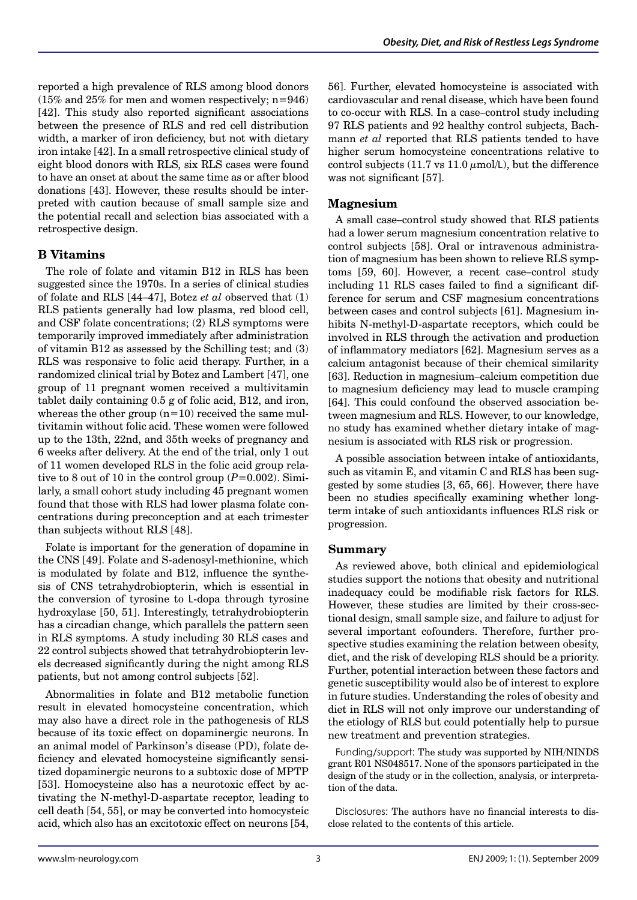reported a high prevalence of RLS among blood donors (15% and 25% for men and women respectively; n=946) [42]. This study also reported significant associations between the presence of RLS and red cell distribution width, a marker of iron deficiency, but not with dietary iron intake [42]. In a small retrospective clinical study of eight blood donors with RLS, six RLS cases were found to have an onset at about the same time as or after blood donations [43]. However, these results should be interpreted with caution because of small sample size and the potential recall and selection bias associated with a retrospective design.

## B Vitamins

The role of folate and vitamin B12 in RLS has been suggested since the 1970s. In a series of clinical studies of folate and RLS [44–47], Botez *et al* observed that (1) RLS patients generally had low plasma, red blood cell, and CSF folate concentrations; (2) RLS symptoms were temporarily improved immediately after administration of vitamin B12 as assessed by the Schilling test; and (3) RLS was responsive to folic acid therapy. Further, in a randomized clinical trial by Botez and Lambert [47], one group of 11 pregnant women received a multivitamin tablet daily containing 0.5 g of folic acid, B12, and iron, whereas the other group (n=10) received the same multivitamin without folic acid. These women were followed up to the 13th, 22nd, and 35th weeks of pregnancy and 6 weeks after delivery. At the end of the trial, only 1 out of 11 women developed RLS in the folic acid group relative to 8 out of 10 in the control group ($P$=0.002). Similarly, a small cohort study including 45 pregnant women found that those with RLS had lower plasma folate concentrations during preconception and at each trimester than subjects without RLS [48].

Folate is important for the generation of dopamine in the CNS [49]. Folate and S-adenosyl-methionine, which is modulated by folate and B12, influence the synthesis of CNS tetrahydrobiopterin, which is essential in the conversion of tyrosine to L-dopa through tyrosine hydroxylase [50, 51]. Interestingly, tetrahydrobiopterin has a circadian change, which parallels the pattern seen in RLS symptoms. A study including 30 RLS cases and 22 control subjects showed that tetrahydrobiopterin levels decreased significantly during the night among RLS patients, but not among control subjects [52].

Abnormalities in folate and B12 metabolic function result in elevated homocysteine concentration, which may also have a direct role in the pathogenesis of RLS because of its toxic effect on dopaminergic neurons. In an animal model of Parkinson's disease (PD), folate deficiency and elevated homocysteine significantly sensitized dopaminergic neurons to a subtoxic dose of MPTP [53]. Homocysteine also has a neurotoxic effect by activating the N-methyl-D-aspartate receptor, leading to cell death [54, 55], or may be converted into homocysteic acid, which also has an excitotoxic effect on neurons [54, 56]. Further, elevated homocysteine is associated with cardiovascular and renal disease, which have been found to co-occur with RLS. In a case–control study including 97 RLS patients and 92 healthy control subjects, Bachmann *et al* reported that RLS patients tended to have higher serum homocysteine concentrations relative to control subjects (11.7 vs 11.0 $\mu$mol/L), but the difference was not significant [57].

## Magnesium

A small case–control study showed that RLS patients had a lower serum magnesium concentration relative to control subjects [58]. Oral or intravenous administration of magnesium has been shown to relieve RLS symptoms [59, 60]. However, a recent case–control study including 11 RLS cases failed to find a significant difference for serum and CSF magnesium concentrations between cases and control subjects [61]. Magnesium inhibits N-methyl-D-aspartate receptors, which could be involved in RLS through the activation and production of inflammatory mediators [62]. Magnesium serves as a calcium antagonist because of their chemical similarity [63]. Reduction in magnesium–calcium competition due to magnesium deficiency may lead to muscle cramping [64]. This could confound the observed association between magnesium and RLS. However, to our knowledge, no study has examined whether dietary intake of magnesium is associated with RLS risk or progression.

A possible association between intake of antioxidants, such as vitamin E, and vitamin C and RLS has been suggested by some studies [3, 65, 66]. However, there have been no studies specifically examining whether long-term intake of such antioxidants influences RLS risk or progression.

## Summary

As reviewed above, both clinical and epidemiological studies support the notions that obesity and nutritional inadequacy could be modifiable risk factors for RLS. However, these studies are limited by their cross-sectional design, small sample size, and failure to adjust for several important cofounders. Therefore, further prospective studies examining the relation between obesity, diet, and the risk of developing RLS should be a priority. Further, potential interaction between these factors and genetic susceptibility would also be of interest to explore in future studies. Understanding the roles of obesity and diet in RLS will not only improve our understanding of the etiology of RLS but could potentially help to pursue new treatment and prevention strategies.

Funding/support: The study was supported by NIH/NINDS grant R01 NS048517. None of the sponsors participated in the design of the study or in the collection, analysis, or interpretation of the data.

Disclosures: The authors have no financial interests to disclose related to the contents of this article.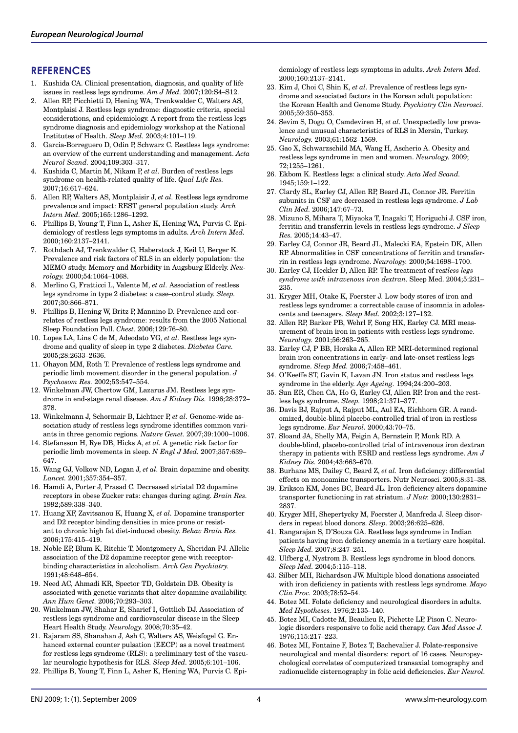## REFERENCES

1. Kushida CA. Clinical presentation, diagnosis, and quality of life issues in restless legs syndrome. *Am J Med.* 2007;120:S4–S12.
2. Allen RP, Picchietti D, Hening WA, Trenkwalder C, Walters AS, Montplaisi J. Restless legs syndrome: diagnostic criteria, special considerations, and epidemiology. A report from the restless legs syndrome diagnosis and epidemiology workshop at the National Institutes of Health. *Sleep Med.* 2003;4:101–119.
3. Garcia-Borreguero D, Odin P, Schwarz C. Restless legs syndrome: an overview of the current understanding and management. *Acta Neurol Scand.* 2004;109:303–317.
4. Kushida C, Martin M, Nikam P, *et al.* Burden of restless legs syndrome on health-related quality of life. *Qual Life Res.* 2007;16:617–624.
5. Allen RP, Walters AS, Montplaisir J, *et al.* Restless legs syndrome prevalence and impact: REST general population study. *Arch Intern Med.* 2005;165:1286–1292.
6. Phillips B, Young T, Finn L, Asher K, Hening WA, Purvis C. Epidemiology of restless legs symptoms in adults. *Arch Intern Med.* 2000;160:2137–2141.
7. Rothdach AJ, Trenkwalder C, Haberstock J, Keil U, Berger K. Prevalence and risk factors of RLS in an elderly population: the MEMO study. Memory and Morbidity in Augsburg Elderly. *Neurology.* 2000;54:1064–1068.
8. Merlino G, Fratticci L, Valente M, *et al.* Association of restless legs syndrome in type 2 diabetes: a case–control study. *Sleep.* 2007;30:866–871.
9. Phillips B, Hening W, Britz P, Mannino D. Prevalence and correlates of restless legs syndrome: results from the 2005 National Sleep Foundation Poll. *Chest.* 2006;129:76–80.
10. Lopes LA, Lins C de M, Adeodato VG, *et al.* Restless legs syndrome and quality of sleep in type 2 diabetes. *Diabetes Care.* 2005;28:2633–2636.
11. Ohayon MM, Roth T. Prevalence of restless legs syndrome and periodic limb movement disorder in the general population. *J Psychosom Res.* 2002;53:547–554.
12. Winkelman JW, Chertow GM, Lazarus JM. Restless legs syndrome in end-stage renal disease. *Am J Kidney Dis.* 1996;28:372–378.
13. Winkelmann J, Schormair B, Lichtner P, *et al.* Genome-wide association study of restless legs syndrome identifies common variants in three genomic regions. *Nature Genet.* 2007;39:1000–1006.
14. Stefansson H, Rye DB, Hicks A, *et al.* A genetic risk factor for periodic limb movements in sleep. *N Engl J Med.* 2007;357:639–647.
15. Wang GJ, Volkow ND, Logan J, *et al.* Brain dopamine and obesity. *Lancet.* 2001;357:354–357.
16. Hamdi A, Porter J, Prasad C. Decreased striatal D2 dopamine receptors in obese Zucker rats: changes during aging. *Brain Res.* 1992;589:338–340.
17. Huang XF, Zavitsanou K, Huang X, *et al.* Dopamine transporter and D2 receptor binding densities in mice prone or resistant to chronic high fat diet-induced obesity. *Behav Brain Res.* 2006;175:415–419.
18. Noble EP, Blum K, Ritchie T, Montgomery A, Sheridan PJ. Allelic association of the D2 dopamine receptor gene with receptor-binding characteristics in alcoholism. *Arch Gen Psychiatry.* 1991;48:648–654.
19. Need AC, Ahmadi KR, Spector TD, Goldstein DB. Obesity is associated with genetic variants that alter dopamine availability. *Ann Hum Genet.* 2006;70:293–303.
20. Winkelman JW, Shahar E, Sharief I, Gottlieb DJ. Association of restless legs syndrome and cardiovascular disease in the Sleep Heart Health Study. *Neurology.* 2008;70:35–42.
21. Rajaram SS, Shanahan J, Ash C, Walters AS, Weisfogel G. Enhanced external counter pulsation (EECP) as a novel treatment for restless legs syndrome (RLS): a preliminary test of the vascular neurologic hypothesis for RLS. *Sleep Med.* 2005;6:101–106.
22. Phillips B, Young T, Finn L, Asher K, Hening WA, Purvis C. Epidemiology of restless legs symptoms in adults. *Arch Intern Med.* 2000;160:2137–2141.
23. Kim J, Choi C, Shin K, *et al.* Prevalence of restless legs syndrome and associated factors in the Korean adult population: the Korean Health and Genome Study. *Psychiatry Clin Neurosci.* 2005;59:350–353.
24. Sevim S, Dogu O, Camdeviren H, *et al.* Unexpectedly low prevalence and unusual characteristics of RLS in Mersin, Turkey. *Neurology.* 2003;61:1562–1569.
25. Gao X, Schwarzschild MA, Wang H, Ascherio A. Obesity and restless legs syndrome in men and women. *Neurology.* 2009; 72;1255–1261.
26. Ekbom K. Restless legs: a clinical study. *Acta Med Scand.* 1945;159:1–122.
27. Clardy SL, Earley CJ, Allen RP, Beard JL, Connor JR. Ferritin subunits in CSF are decreased in restless legs syndrome. *J Lab Clin Med.* 2006;147:67–73.
28. Mizuno S, Mihara T, Miyaoka T, Inagaki T, Horiguchi J. CSF iron, ferritin and transferrin levels in restless legs syndrome. *J Sleep Res.* 2005;14:43–47.
29. Earley CJ, Connor JR, Beard JL, Malecki EA, Epstein DK, Allen RP. Abnormalities in CSF concentrations of ferritin and transferrin in restless legs syndrome. *Neurology.* 2000;54:1698–1700.
30. Earley CJ, Heckler D, Allen RP. The treatment of res*tless legs syndrome with intravenous iron dextran.* Sleep Med. 2004;5:231–235.
31. Kryger MH, Otake K, Foerster J. Low body stores of iron and restless legs syndrome: a correctable cause of insomnia in adolescents and teenagers. *Sleep Med.* 2002;3:127–132.
32. Allen RP, Barker PB, Wehrl F, Song HK, Earley CJ. MRI measurement of brain iron in patients with restless legs syndrome. *Neurology.* 2001;56:263–265.
33. Earley CJ, P BB, Horska A, Allen RP. MRI-determined regional brain iron concentrations in early- and late-onset restless legs syndrome. *Sleep Med.* 2006;7:458–461.
34. O'Keeffe ST, Gavin K, Lavan JN. Iron status and restless legs syndrome in the elderly. *Age Ageing.* 1994;24:200–203.
35. Sun ER, Chen CA, Ho G, Earley CJ, Allen RP. Iron and the restless legs syndrome. *Sleep.* 1998;21:371–377.
36. Davis BJ, Rajput A, Rajput ML, Aul EA, Eichhorn GR. A randomized, double-blind placebo-controlled trial of iron in restless legs syndrome. *Eur Neurol.* 2000;43:70–75.
37. Sloand JA, Shelly MA, Feigin A, Bernstein P, Monk RD. A double-blind, placebo-controlled trial of intravenous iron dextran therapy in patients with ESRD and restless legs syndrome. *Am J Kidney Dis.* 2004;43:663–670.
38. Burhans MS, Dailey C, Beard Z, *et al.* Iron deficiency: differential effects on monoamine transporters. Nutr Neurosci. 2005;8:31–38.
39. Erikson KM, Jones BC, Beard JL. Iron deficiency alters dopamine transporter functioning in rat striatum. *J Nutr.* 2000;130:2831–2837.
40. Kryger MH, Shepertycky M, Foerster J, Manfreda J. Sleep disorders in repeat blood donors. *Sleep.* 2003;26:625–626.
41. Rangarajan S, D'Souza GA. Restless legs syndrome in Indian patients having iron deficiency anemia in a tertiary care hospital. *Sleep Med.* 2007;8:247–251.
42. Ulfberg J, Nystrom B. Restless legs syndrome in blood donors. *Sleep Med.* 2004;5:115–118.
43. Silber MH, Richardson JW. Multiple blood donations associated with iron deficiency in patients with restless legs syndrome. *Mayo Clin Proc.* 2003;78:52–54.
44. Botez MI. Folate deficiency and neurological disorders in adults. *Med Hypotheses.* 1976;2:135–140.
45. Botez MI, Cadotte M, Beaulieu R, Pichette LP, Pison C. Neurologic disorders responsive to folic acid therapy. *Can Med Assoc J.* 1976;115:217–223.
46. Botez MI, Fontaine F, Botez T, Bachevalier J. Folate-responsive neurological and mental disorders: report of 16 cases. Neuropsychological correlates of computerized transaxial tomography and radionuclide cisternography in folic acid deficiencies. *Eur Neurol.*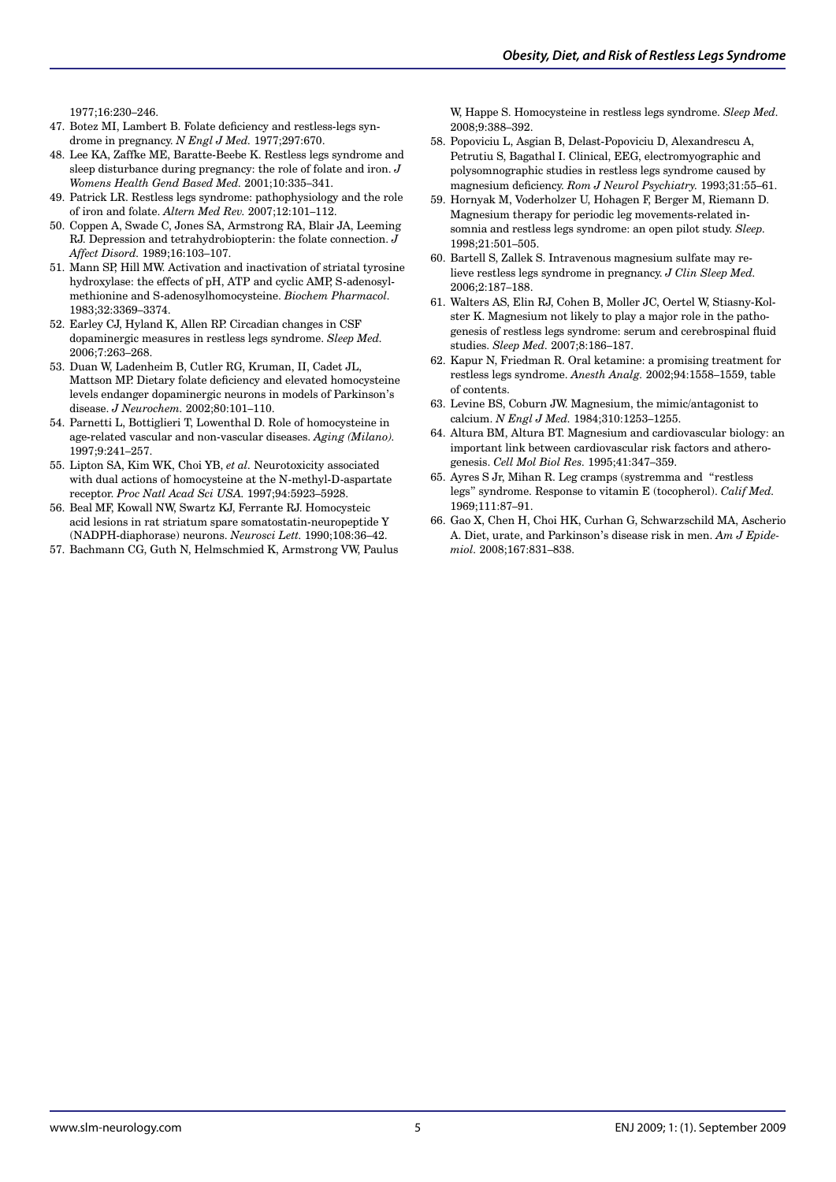1977;16:230–246.

47. Botez MI, Lambert B. Folate deficiency and restless-legs syndrome in pregnancy. *N Engl J Med.* 1977;297:670.
48. Lee KA, Zaffke ME, Baratte-Beebe K. Restless legs syndrome and sleep disturbance during pregnancy: the role of folate and iron. *J Womens Health Gend Based Med.* 2001;10:335–341.
49. Patrick LR. Restless legs syndrome: pathophysiology and the role of iron and folate. *Altern Med Rev.* 2007;12:101–112.
50. Coppen A, Swade C, Jones SA, Armstrong RA, Blair JA, Leeming RJ. Depression and tetrahydrobiopterin: the folate connection. *J Affect Disord.* 1989;16:103–107.
51. Mann SP, Hill MW. Activation and inactivation of striatal tyrosine hydroxylase: the effects of pH, ATP and cyclic AMP, S-adenosylmethionine and S-adenosylhomocysteine. *Biochem Pharmacol.* 1983;32:3369–3374.
52. Earley CJ, Hyland K, Allen RP. Circadian changes in CSF dopaminergic measures in restless legs syndrome. *Sleep Med.* 2006;7:263–268.
53. Duan W, Ladenheim B, Cutler RG, Kruman, II, Cadet JL, Mattson MP. Dietary folate deficiency and elevated homocysteine levels endanger dopaminergic neurons in models of Parkinson's disease. *J Neurochem.* 2002;80:101–110.
54. Parnetti L, Bottiglieri T, Lowenthal D. Role of homocysteine in age-related vascular and non-vascular diseases. *Aging (Milano).* 1997;9:241–257.
55. Lipton SA, Kim WK, Choi YB, *et al.* Neurotoxicity associated with dual actions of homocysteine at the N-methyl-D-aspartate receptor. *Proc Natl Acad Sci USA.* 1997;94:5923–5928.
56. Beal MF, Kowall NW, Swartz KJ, Ferrante RJ. Homocysteic acid lesions in rat striatum spare somatostatin-neuropeptide Y (NADPH-diaphorase) neurons. *Neurosci Lett.* 1990;108:36–42.
57. Bachmann CG, Guth N, Helmschmied K, Armstrong VW, Paulus W, Happe S. Homocysteine in restless legs syndrome. *Sleep Med.* 2008;9:388–392.
58. Popoviciu L, Asgian B, Delast-Popoviciu D, Alexandrescu A, Petrutiu S, Bagathal I. Clinical, EEG, electromyographic and polysomnographic studies in restless legs syndrome caused by magnesium deficiency. *Rom J Neurol Psychiatry.* 1993;31:55–61.
59. Hornyak M, Voderholzer U, Hohagen F, Berger M, Riemann D. Magnesium therapy for periodic leg movements-related insomnia and restless legs syndrome: an open pilot study. *Sleep.* 1998;21:501–505.
60. Bartell S, Zallek S. Intravenous magnesium sulfate may relieve restless legs syndrome in pregnancy. *J Clin Sleep Med.* 2006;2:187–188.
61. Walters AS, Elin RJ, Cohen B, Moller JC, Oertel W, Stiasny-Kolster K. Magnesium not likely to play a major role in the pathogenesis of restless legs syndrome: serum and cerebrospinal fluid studies. *Sleep Med.* 2007;8:186–187.
62. Kapur N, Friedman R. Oral ketamine: a promising treatment for restless legs syndrome. *Anesth Analg.* 2002;94:1558–1559, table of contents.
63. Levine BS, Coburn JW. Magnesium, the mimic/antagonist to calcium. *N Engl J Med.* 1984;310:1253–1255.
64. Altura BM, Altura BT. Magnesium and cardiovascular biology: an important link between cardiovascular risk factors and atherogenesis. *Cell Mol Biol Res.* 1995;41:347–359.
65. Ayres S Jr, Mihan R. Leg cramps (systremma and "restless legs" syndrome. Response to vitamin E (tocopherol). *Calif Med.* 1969;111:87–91.
66. Gao X, Chen H, Choi HK, Curhan G, Schwarzschild MA, Ascherio A. Diet, urate, and Parkinson's disease risk in men. *Am J Epidemiol.* 2008;167:831–838.